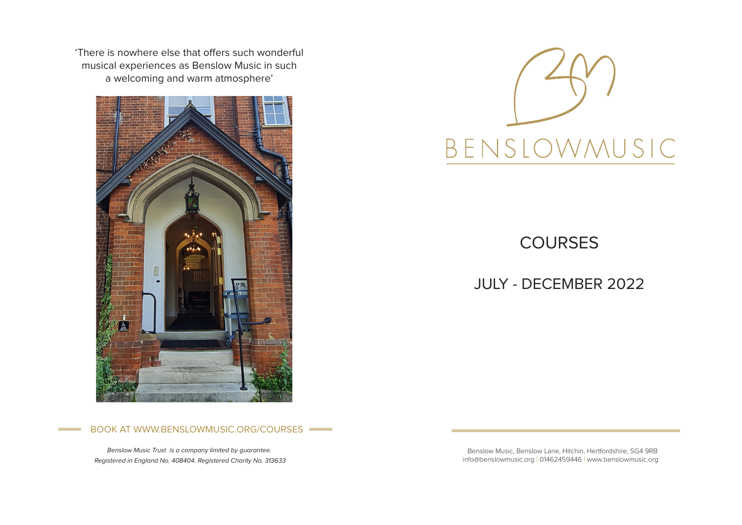'There is nowhere else that offers such wonderful musical experiences as Benslow Music in such a welcoming and warm atmosphere'

BOOK AT WWW.BENSLOWMUSIC.ORG/COURSES

*Benslow Music Trust is a company limited by guarantee.*
*Registered in England No. 408404. Registered Charity No. 313633*

# BENSLOWMUSIC

## COURSES

## JULY - DECEMBER 2022

Benslow Music, Benslow Lane, Hitchin, Hertfordshire, SG4 9RB
info@benslowmusic.org | 01462459446 | www.benslowmusic.org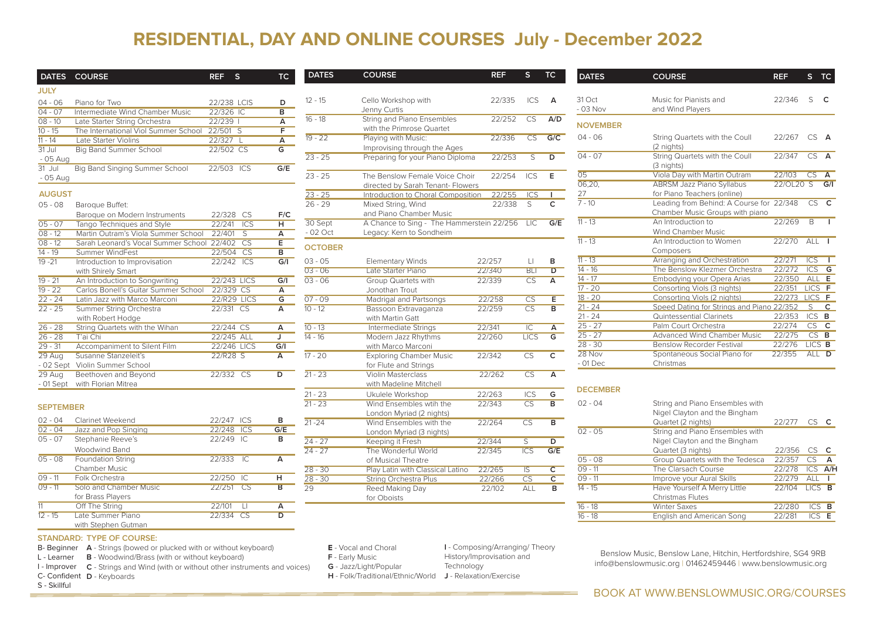# RESIDENTIAL, DAY AND ONLINE COURSES July - December 2022

| DATES | COURSE | REF | S | TC |
|---|---|---|---|---|
| **JULY** | | | | |
| 04 - 06 | Piano for Two | 22/238 | LCIS | D |
| 04 - 07 | Intermediate Wind Chamber Music | 22/326 | IC | B |
| 08 - 10 | Late Starter String Orchestra | 22/239 | I | A |
| 10 - 15 | The International Viol Summer School | 22/501 | S | F |
| 11 - 14 | Late Starter Violins | 22/327 | L | A |
| 31 Jul - 05 Aug | Big Band Summer School | 22/502 | CS | G |
| 31 Jul - 05 Aug | Big Band Singing Summer School | 22/503 | ICS | G/E |
| **AUGUST** | | | | |
| 05 - 08 | Baroque Buffet: Baroque on Modern Instruments | 22/328 | CS | F/C |
| 05 - 07 | Tango Techniques and Style | 22/241 | ICS | H |
| 08 - 12 | Martin Outram's Viola Summer School | 22/401 | S | A |
| 08 - 12 | Sarah Leonard's Vocal Summer School | 22/402 | CS | E |
| 14 - 19 | Summer WindFest | 22/504 | CS | B |
| 19 -21 | Introduction to Improvisation with Shirely Smart | 22/242 | ICS | G/I |
| 19 - 21 | An Introduction to Songwriting | 22/243 | LICS | G/I |
| 19 - 22 | Carlos Bonell's Guitar Summer School | 22/329 | CS | A |
| 22 - 24 | Latin Jazz with Marco Marconi | 22/R29 | LICS | G |
| 22 - 25 | Summer String Orchestra with Robert Hodge | 22/331 | CS | A |
| 26 - 28 | String Quartets with the Wihan | 22/244 | CS | A |
| 26 - 28 | T'ai Chi | 22/245 | ALL | J |
| 29 - 31 | Accompaniment to Silent Film | 22/246 | LICS | G/I |
| 29 Aug - 02 Sept | Susanne Stanzeleit's Violin Summer School | 22/R28 | S | A |
| 29 Aug - 01 Sept | Beethoven and Beyond with Florian Mitrea | 22/332 | CS | D |
| **SEPTEMBER** | | | | |
| 02 - 04 | Clarinet Weekend | 22/247 | ICS | B |
| 02 - 04 | Jazz and Pop Singing | 22/248 | ICS | G/E |
| 05 - 07 | Stephanie Reeve's Woodwind Band | 22/249 | IC | B |
| 05 - 08 | Foundation String Chamber Music | 22/333 | IC | A |
| 09 - 11 | Folk Orchestra | 22/250 | IC | H |
| 09 - 11 | Solo and Chamber Music for Brass Players | 22/251 | CS | B |
| 11 | Off The String | 22/101 | LI | A |
| 12 - 15 | Late Summer Piano with Stephen Gutman | 22/334 | CS | D |
| 12 - 15 | Cello Workshop with Jenny Curtis | 22/335 | ICS | A |
| 16 - 18 | String and Piano Ensembles with the Primrose Quartet | 22/252 | CS | A/D |
| 19 - 22 | Playing with Music: Improvising through the Ages | 22/336 | CS | G/C |
| 23 - 25 | Preparing for your Piano Diploma | 22/253 | S | D |
| 23 - 25 | The Benslow Female Voice Choir directed by Sarah Tenant- Flowers | 22/254 | ICS | E |
| 23 - 25 | Introduction to Choral Composition | 22/255 | ICS | I |
| 26 - 29 | Mixed String, Wind and Piano Chamber Music | 22/338 | S | C |
| 30 Sept - 02 Oct | A Chance to Sing - The Hammerstein Legacy: Kern to Sondheim | 22/256 | LIC | G/E |
| **OCTOBER** | | | | |
| 03 - 05 | Elementary Winds | 22/257 | LI | B |
| 03 - 06 | Late Starter Piano | 22/340 | BLI | D |
| 03 - 06 | Group Quartets with Jonothan Trout | 22/339 | CS | A |
| 07 - 09 | Madrigal and Partsongs | 22/258 | CS | E |
| 10 - 12 | Bassoon Extravaganza with Martin Gatt | 22/259 | CS | B |
| 10 - 13 | Intermediate Strings | 22/341 | IC | A |
| 14 - 16 | Modern Jazz Rhythms with Marco Marconi | 22/260 | LICS | G |
| 17 - 20 | Exploring Chamber Music for Flute and Strings | 22/342 | CS | C |
| 21 - 23 | Violin Masterclass with Madeline Mitchell | 22/262 | CS | A |
| 21 - 23 | Ukulele Workshop | 22/263 | ICS | G |
| 21 - 23 | Wind Ensembles wtih the London Myriad (2 nights) | 22/343 | CS | B |
| 21 -24 | Wind Ensembles with the London Myriad (3 nights) | 22/264 | CS | B |
| 24 - 27 | Keeping it Fresh | 22/344 | S | D |
| 24 - 27 | The Wonderful World of Musical Theatre | 22/345 | ICS | G/E |
| 28 - 30 | Play Latin with Classical Latino | 22/265 | IS | C |
| 28 - 30 | String Orchestra Plus | 22/266 | CS | C |
| 29 | Reed Making Day for Oboists | 22/102 | ALL | B |
| 31 Oct - 03 Nov | Music for Pianists and and Wind Players | 22/346 | S | C |
| **NOVEMBER** | | | | |
| 04 - 06 | String Quartets with the Coull (2 nights) | 22/267 | CS | A |
| 04 - 07 | String Quartets with the Coull (3 nights) | 22/347 | CS | A |
| 05 | Viola Day with Martin Outram | 22/103 | CS | A |
| 06,20, 27 | ABRSM Jazz Piano Syllabus for Piano Teachers (online) | 22/OL20 | S | G/I |
| 7 - 10 | Leading from Behind: A Course for Chamber Music Groups with piano | 22/348 | CS | C |
| 11 - 13 | An Introduction to Wind Chamber Music | 22/269 | B | I |
| 11 - 13 | An Introduction to Women Composers | 22/270 | ALL | I |
| 11 - 13 | Arranging and Orchestration | 22/271 | ICS | I |
| 14 - 16 | The Benslow Klezmer Orchestra | 22/272 | ICS | G |
| 14 - 17 | Embodying your Opera Arias | 22/350 | ALL | E |
| 17 - 20 | Consorting Viols (3 nights) | 22/351 | LICS | F |
| 18 - 20 | Consorting Viols (2 nights) | 22/273 | LICS | F |
| 21 - 24 | Speed Dating for Strings and Piano | 22/352 | S | C |
| 21 - 24 | Quintessential Clarinets | 22/353 | ICS | B |
| 25 - 27 | Palm Court Orchestra | 22/274 | CS | C |
| 25 - 27 | Advanced Wind Chamber Music | 22/275 | CS | B |
| 28 - 30 | Benslow Recorder Festival | 22/276 | LICS | B |
| 28 Nov - 01 Dec | Spontaneous Social Piano for Christmas | 22/355 | ALL | D |
| **DECEMBER** | | | | |
| 02 - 04 | String and Piano Ensembles with Nigel Clayton and the Bingham Quartet (2 nights) | 22/277 | CS | C |
| 02 - 05 | String and Piano Ensembles with Nigel Clayton and the Bingham Quartet (3 nights) | 22/356 | CS | C |
| 05 - 08 | Group Quartets with the Tedesca | 22/357 | CS | A |
| 09 - 11 | The Clarsach Course | 22/278 | ICS | A/H |
| 09 - 11 | Improve your Aural Skills | 22/279 | ALL | I |
| 14 - 15 | Have Yourself A Merry Little Christmas Flutes | 22/104 | LICS | B |
| 16 - 18 | Winter Saxes | 22/280 | ICS | B |
| 16 - 18 | English and American Song | 22/281 | ICS | E |

**STANDARD: TYPE OF COURSE:**

- B- Beginner
- L - Learner
- I - Improver
- C- Confident
- S - Skillful

- **A** - Strings (bowed or plucked with or without keyboard)
- **B** - Woodwind/Brass (with or without keyboard)
- **C** - Strings and Wind (with or without other instruments and voices)
- **D** - Keyboards
- **E** - Vocal and Choral
- **F** - Early Music
- **G** - Jazz/Light/Popular
- **H** - Folk/Traditional/Ethnic/World
- **I** - Composing/Arranging/ Theory History/Improvisation and Technology
- **J** - Relaxation/Exercise

Benslow Music, Benslow Lane, Hitchin, Hertfordshire, SG4 9RB
info@benslowmusic.org | 01462459446 | www.benslowmusic.org

BOOK AT WWW.BENSLOWMUSIC.ORG/COURSES